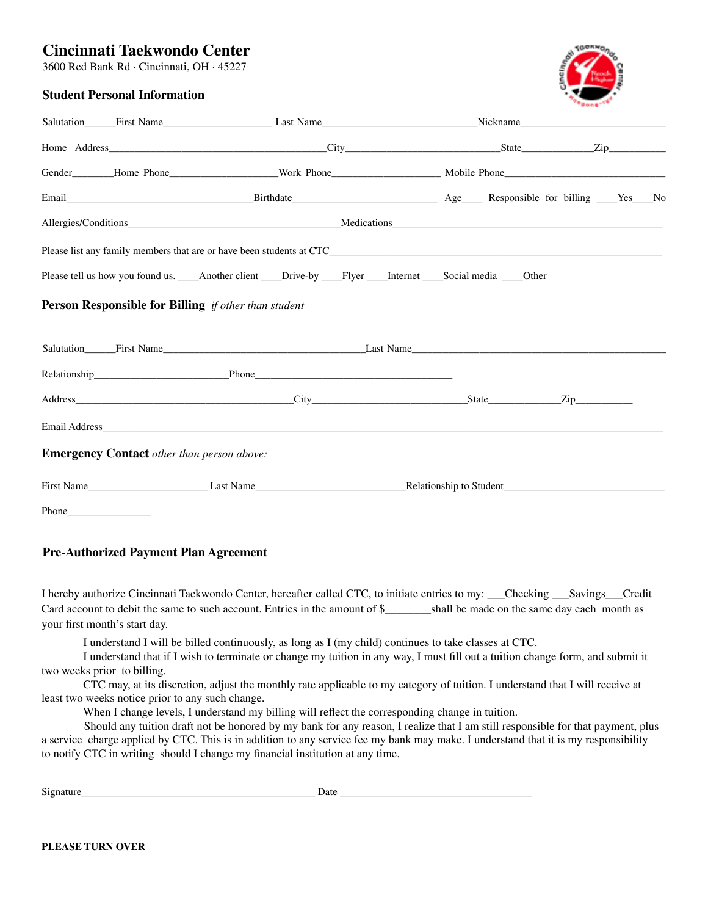# Cincinnati Taekwondo Center

3600 Red Bank Rd · Cincinnati, OH · 45227

### Student Personal Information

Salutation\_\_\_\_\_\_First Name\_\_\_\_\_\_\_\_\_\_\_\_\_\_\_\_\_\_\_\_ Last Name\_\_\_\_\_\_\_\_\_\_\_\_\_\_\_\_\_\_\_\_\_\_\_\_\_\_\_\_\_Nickname\_\_\_\_\_\_\_\_\_\_\_\_\_\_\_\_\_\_\_\_\_\_\_\_\_\_\_

Home Address\_\_\_\_\_\_\_\_\_\_\_\_\_\_\_\_\_\_\_\_\_\_\_\_\_\_\_\_\_\_\_\_\_\_\_\_\_\_\_\_City\_\_\_\_\_\_\_\_\_\_\_\_\_\_\_\_\_\_\_\_\_\_\_\_\_\_\_\_\_State\_\_\_\_\_\_\_\_\_\_\_\_\_\_Zip\_\_\_\_\_\_\_\_\_\_\_

Gender\_\_\_\_\_\_\_\_Home Phone\_\_\_\_\_\_\_\_\_\_\_\_\_\_\_\_\_\_\_\_Work Phone\_\_\_\_\_\_\_\_\_\_\_\_\_\_\_\_\_\_\_\_ Mobile Phone\_\_\_\_\_\_\_\_\_\_\_\_\_\_\_\_\_\_\_\_\_\_\_\_\_\_\_\_\_\_

Email\_\_\_\_\_\_\_\_\_\_\_\_\_\_\_\_\_\_\_\_\_\_\_\_\_\_\_\_\_\_\_\_\_\_\_Birthdate\_\_\_\_\_\_\_\_\_\_\_\_\_\_\_\_\_\_\_\_\_\_\_\_\_\_\_ Age\_\_\_\_ Responsible for billing \_\_\_\_Yes\_\_\_\_No

Allergies/Conditions\_\_\_\_\_\_\_\_\_\_\_\_\_\_\_\_\_\_\_\_\_\_\_\_\_\_\_\_\_\_\_\_\_\_\_\_\_\_\_\_Medications\_\_\_\_\_\_\_\_\_\_\_\_\_\_\_\_\_\_\_\_\_\_\_\_\_\_\_\_\_\_\_\_\_\_\_\_\_\_\_\_\_\_\_\_\_\_\_\_\_

Please list any family members that are or have been students at CTC\_\_\_\_\_\_\_\_\_\_\_\_\_\_\_\_\_\_\_\_\_\_\_\_\_\_\_\_\_\_\_\_\_\_\_\_\_\_\_\_\_\_\_\_\_\_\_\_\_\_\_\_\_\_\_\_\_\_\_\_\_\_

Please tell us how you found us. \_\_\_\_Another client \_\_\_\_Drive-by \_\_\_\_Flyer \_\_\_\_Internet \_\_\_\_Social media \_\_\_\_Other

### Person Responsible for Billing *if other than student*

Salutation\_\_\_\_\_\_First Name\_\_\_\_\_\_\_\_\_\_\_\_\_\_\_\_\_\_\_\_\_\_\_\_\_\_\_\_\_\_\_\_\_\_\_\_\_\_Last Name\_\_\_\_\_\_\_\_\_\_\_\_\_\_\_\_\_\_\_\_\_\_\_\_\_\_\_\_\_\_\_\_\_\_\_\_\_\_\_\_\_\_\_\_\_\_\_\_

Relationship\_\_\_\_\_\_\_\_\_\_\_\_\_\_\_\_\_\_\_\_\_\_\_\_\_Phone\_\_\_\_\_\_\_\_\_\_\_\_\_\_\_\_\_\_\_\_\_\_\_\_\_\_\_\_\_\_\_\_\_\_\_\_\_\_\_

Address\_\_\_\_\_\_\_\_\_\_\_\_\_\_\_\_\_\_\_\_\_\_\_\_\_\_\_\_\_\_\_\_\_\_\_\_\_\_\_\_\_City\_\_\_\_\_\_\_\_\_\_\_\_\_\_\_\_\_\_\_\_\_\_\_\_\_\_\_\_\_State\_\_\_\_\_\_\_\_\_\_\_\_\_\_Zip\_\_\_\_\_\_\_\_\_\_\_

Email Address\_\_\_\_\_\_\_\_\_\_\_\_\_\_\_\_\_\_\_\_\_\_\_\_\_\_\_\_\_\_\_\_\_\_\_\_\_\_\_\_\_\_\_\_\_\_\_\_\_\_\_\_\_\_\_\_\_\_\_\_\_\_\_\_\_\_\_\_\_\_\_\_\_\_\_\_\_\_\_\_\_\_\_\_\_\_\_\_\_\_\_\_\_\_\_\_\_\_\_\_\_\_\_\_\_\_\_\_

### Emergency Contact *other than person above:*

First Name\_\_\_\_\_\_\_\_\_\_\_\_\_\_\_\_\_\_\_\_\_\_ Last Name\_\_\_\_\_\_\_\_\_\_\_\_\_\_\_\_\_\_\_\_\_\_\_\_\_\_\_\_Relationship to Student\_\_\_\_\_\_\_\_\_\_\_\_\_\_\_\_\_\_\_\_\_\_\_\_\_\_\_\_\_\_\_

Phone\_\_\_\_\_\_\_\_\_\_\_\_\_\_\_\_

### Pre-Authorized Payment Plan Agreement

I hereby authorize Cincinnati Taekwondo Center, hereafter called CTC, to initiate entries to my: \_\_\_Checking \_\_\_Savings\_\_\_Credit Card account to debit the same to such account. Entries in the amount of $\_\_\_\_\_\_\_\_shall be made on the same day each month as your first month's start day.

I understand I will be billed continuously, as long as I (my child) continues to take classes at CTC.

I understand that if I wish to terminate or change my tuition in any way, I must fill out a tuition change form, and submit it two weeks prior to billing.

CTC may, at its discretion, adjust the monthly rate applicable to my category of tuition. I understand that I will receive at least two weeks notice prior to any such change.

When I change levels, I understand my billing will reflect the corresponding change in tuition.

Should any tuition draft not be honored by my bank for any reason, I realize that I am still responsible for that payment, plus a service charge applied by CTC. This is in addition to any service fee my bank may make. I understand that it is my responsibility to notify CTC in writing should I change my financial institution at any time.

Signature\_\_\_\_\_\_\_\_\_\_\_\_\_\_\_\_\_\_\_\_\_\_\_\_\_\_\_\_\_\_\_\_\_\_\_\_\_\_\_\_\_\_\_\_\_ Date \_\_\_\_\_\_\_\_\_\_\_\_\_\_\_\_\_\_\_\_\_\_\_\_\_\_\_\_\_\_\_\_\_\_\_\_\_\_

**PLEASE TURN OVER**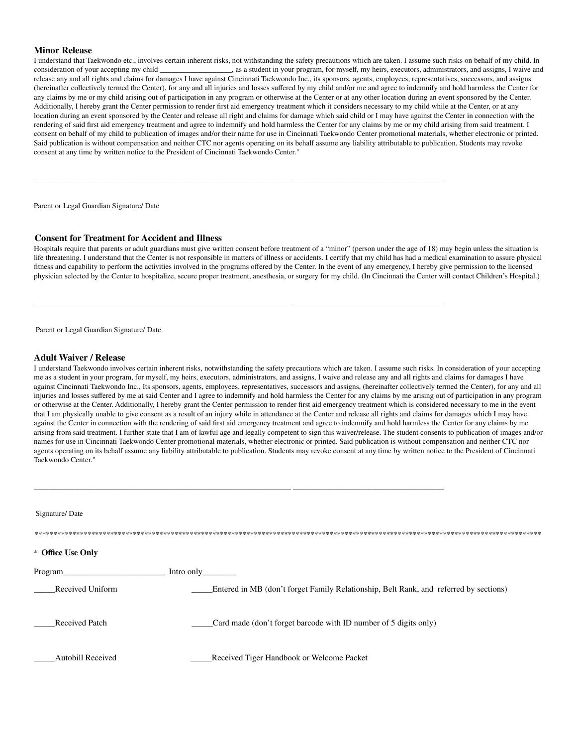## Minor Release

I understand that Taekwondo etc., involves certain inherent risks, not withstanding the safety precautions which are taken. I assume such risks on behalf of my child. In consideration of your accepting my child ___________________, as a student in your program, for myself, my heirs, executors, administrators, and assigns, I waive and release any and all rights and claims for damages I have against Cincinnati Taekwondo Inc., its sponsors, agents, employees, representatives, successors, and assigns (hereinafter collectively termed the Center), for any and all injuries and losses suffered by my child and/or me and agree to indemnify and hold harmless the Center for any claims by me or my child arising out of participation in any program or otherwise at the Center or at any other location during an event sponsored by the Center. Additionally, I hereby grant the Center permission to render first aid emergency treatment which it considers necessary to my child while at the Center, or at any location during an event sponsored by the Center and release all right and claims for damage which said child or I may have against the Center in connection with the rendering of said first aid emergency treatment and agree to indemnify and hold harmless the Center for any claims by me or my child arising from said treatment. I consent on behalf of my child to publication of images and/or their name for use in Cincinnati Taekwondo Center promotional materials, whether electronic or printed. Said publication is without compensation and neither CTC nor agents operating on its behalf assume any liability attributable to publication. Students may revoke consent at any time by written notice to the President of Cincinnati Taekwondo Center."

_________________________________________________________________ ______________________________________

Parent or Legal Guardian Signature/ Date

## Consent for Treatment for Accident and Illness

Hospitals require that parents or adult guardians must give written consent before treatment of a "minor" (person under the age of 18) may begin unless the situation is life threatening. I understand that the Center is not responsible in matters of illness or accidents. I certify that my child has had a medical examination to assure physical fitness and capability to perform the activities involved in the programs offered by the Center. In the event of any emergency, I hereby give permission to the licensed physician selected by the Center to hospitalize, secure proper treatment, anesthesia, or surgery for my child. (In Cincinnati the Center will contact Children's Hospital.)

_________________________________________________________________ ______________________________________

Parent or Legal Guardian Signature/ Date

## Adult Waiver / Release

I understand Taekwondo involves certain inherent risks, notwithstanding the safety precautions which are taken. I assume such risks. In consideration of your accepting me as a student in your program, for myself, my heirs, executors, administrators, and assigns, I waive and release any and all rights and claims for damages I have against Cincinnati Taekwondo Inc., Its sponsors, agents, employees, representatives, successors and assigns, (hereinafter collectively termed the Center), for any and all injuries and losses suffered by me at said Center and I agree to indemnify and hold harmless the Center for any claims by me arising out of participation in any program or otherwise at the Center. Additionally, I hereby grant the Center permission to render first aid emergency treatment which is considered necessary to me in the event that I am physically unable to give consent as a result of an injury while in attendance at the Center and release all rights and claims for damages which I may have against the Center in connection with the rendering of said first aid emergency treatment and agree to indemnify and hold harmless the Center for any claims by me arising from said treatment. I further state that I am of lawful age and legally competent to sign this waiver/release. The student consents to publication of images and/or names for use in Cincinnati Taekwondo Center promotional materials, whether electronic or printed. Said publication is without compensation and neither CTC nor agents operating on its behalf assume any liability attributable to publication. Students may revoke consent at any time by written notice to the President of Cincinnati Taekwondo Center."

_________________________________________________________________ ______________________________________

Signature/ Date

*********************************************************************************************************************************

\* **Office Use Only**

Program________________________ Intro only________

_____Received Uniform _____Entered in MB (don't forget Family Relationship, Belt Rank, and referred by sections)

_____Received Patch _____Card made (don't forget barcode with ID number of 5 digits only)

_____Autobill Received _____Received Tiger Handbook or Welcome Packet